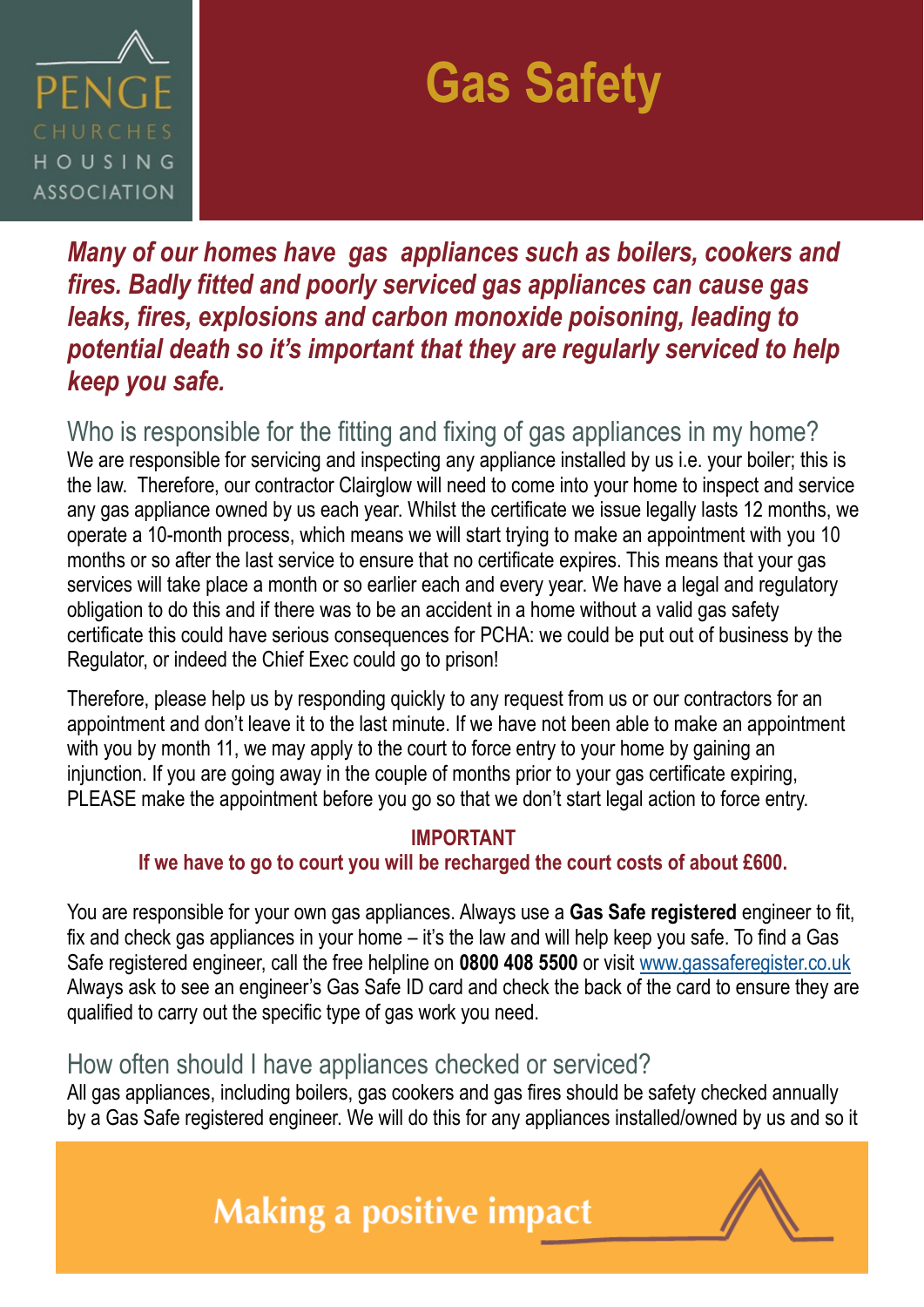PENGE CHURCHES HOUSING ASSOCIATION

# Gas Safety

***Many of our homes have gas appliances such as boilers, cookers and fires. Badly fitted and poorly serviced gas appliances can cause gas leaks, fires, explosions and carbon monoxide poisoning, leading to potential death so it's important that they are regularly serviced to help keep you safe.***

## Who is responsible for the fitting and fixing of gas appliances in my home?

We are responsible for servicing and inspecting any appliance installed by us i.e. your boiler; this is the law. Therefore, our contractor Clairglow will need to come into your home to inspect and service any gas appliance owned by us each year. Whilst the certificate we issue legally lasts 12 months, we operate a 10-month process, which means we will start trying to make an appointment with you 10 months or so after the last service to ensure that no certificate expires. This means that your gas services will take place a month or so earlier each and every year. We have a legal and regulatory obligation to do this and if there was to be an accident in a home without a valid gas safety certificate this could have serious consequences for PCHA: we could be put out of business by the Regulator, or indeed the Chief Exec could go to prison!

Therefore, please help us by responding quickly to any request from us or our contractors for an appointment and don't leave it to the last minute. If we have not been able to make an appointment with you by month 11, we may apply to the court to force entry to your home by gaining an injunction. If you are going away in the couple of months prior to your gas certificate expiring, PLEASE make the appointment before you go so that we don't start legal action to force entry.

**IMPORTANT**

**If we have to go to court you will be recharged the court costs of about £600.**

You are responsible for your own gas appliances. Always use a **Gas Safe registered** engineer to fit, fix and check gas appliances in your home – it's the law and will help keep you safe. To find a Gas Safe registered engineer, call the free helpline on **0800 408 5500** or visit www.gassaferegister.co.uk Always ask to see an engineer's Gas Safe ID card and check the back of the card to ensure they are qualified to carry out the specific type of gas work you need.

## How often should I have appliances checked or serviced?

All gas appliances, including boilers, gas cookers and gas fires should be safety checked annually by a Gas Safe registered engineer. We will do this for any appliances installed/owned by us and so it

Making a positive impact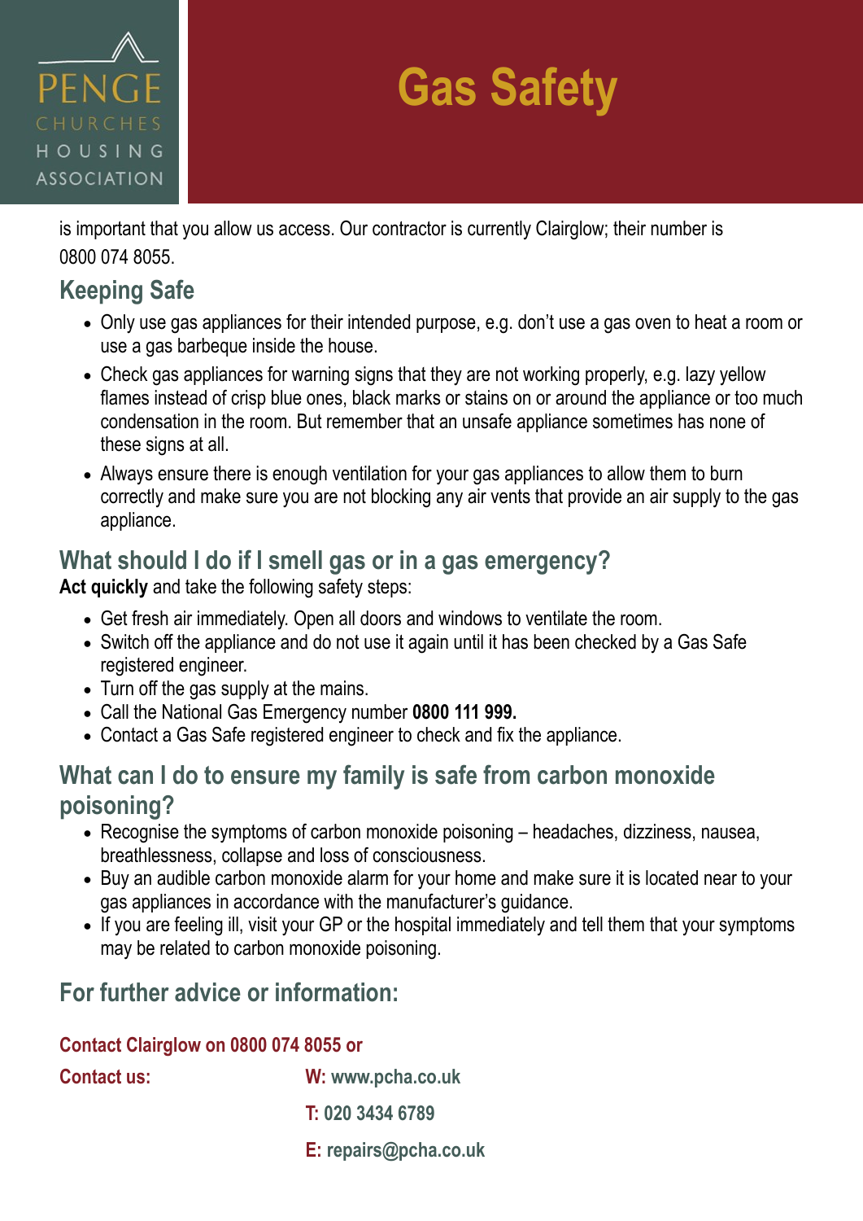is important that you allow us access. Our contractor is currently Clairglow; their number is 0800 074 8055.

## Keeping Safe

- Only use gas appliances for their intended purpose, e.g. don't use a gas oven to heat a room or use a gas barbeque inside the house.
- Check gas appliances for warning signs that they are not working properly, e.g. lazy yellow flames instead of crisp blue ones, black marks or stains on or around the appliance or too much condensation in the room. But remember that an unsafe appliance sometimes has none of these signs at all.
- Always ensure there is enough ventilation for your gas appliances to allow them to burn correctly and make sure you are not blocking any air vents that provide an air supply to the gas appliance.

## What should I do if I smell gas or in a gas emergency?

**Act quickly** and take the following safety steps:

- Get fresh air immediately. Open all doors and windows to ventilate the room.
- Switch off the appliance and do not use it again until it has been checked by a Gas Safe registered engineer.
- Turn off the gas supply at the mains.
- Call the National Gas Emergency number **0800 111 999.**
- Contact a Gas Safe registered engineer to check and fix the appliance.

## What can I do to ensure my family is safe from carbon monoxide poisoning?

- Recognise the symptoms of carbon monoxide poisoning – headaches, dizziness, nausea, breathlessness, collapse and loss of consciousness.
- Buy an audible carbon monoxide alarm for your home and make sure it is located near to your gas appliances in accordance with the manufacturer's guidance.
- If you are feeling ill, visit your GP or the hospital immediately and tell them that your symptoms may be related to carbon monoxide poisoning.

## For further advice or information:

**Contact Clairglow on 0800 074 8055 or**

**Contact us:**

**W:** www.pcha.co.uk

**T:** 020 3434 6789

**E:** repairs@pcha.co.uk